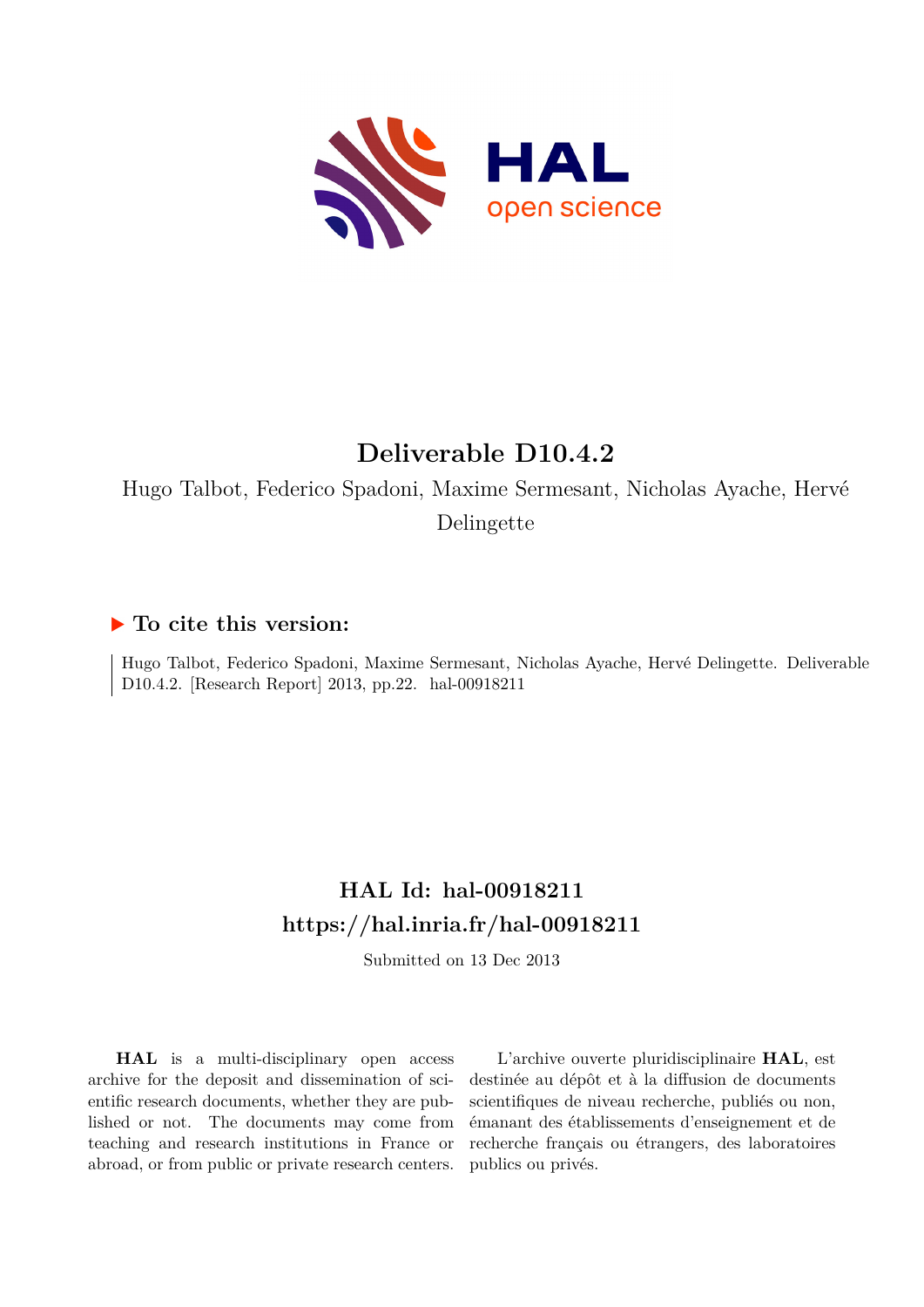# Deliverable D10.4.2

Hugo Talbot, Federico Spadoni, Maxime Sermesant, Nicholas Ayache, Hervé Delingette

## ▶ To cite this version:

Hugo Talbot, Federico Spadoni, Maxime Sermesant, Nicholas Ayache, Hervé Delingette. Deliverable D10.4.2. [Research Report] 2013, pp.22. hal-00918211

## HAL Id: hal-00918211
## https://hal.inria.fr/hal-00918211

Submitted on 13 Dec 2013

**HAL** is a multi-disciplinary open access archive for the deposit and dissemination of scientific research documents, whether they are published or not. The documents may come from teaching and research institutions in France or abroad, or from public or private research centers.

L'archive ouverte pluridisciplinaire **HAL**, est destinée au dépôt et à la diffusion de documents scientifiques de niveau recherche, publiés ou non, émanant des établissements d'enseignement et de recherche français ou étrangers, des laboratoires publics ou privés.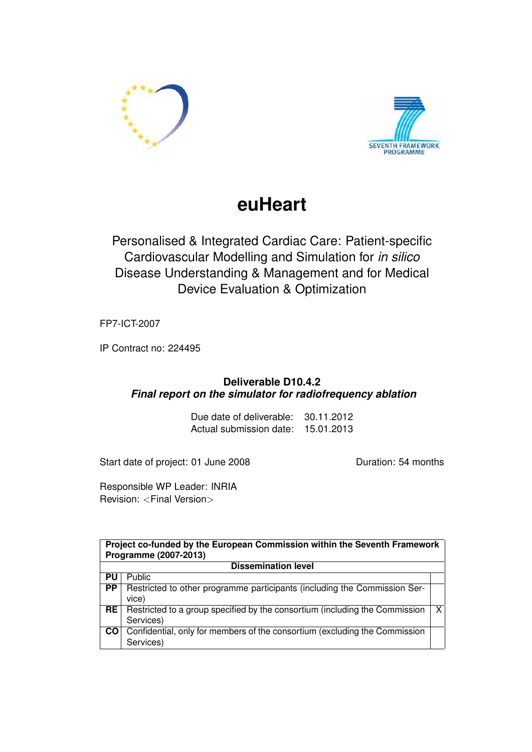# euHeart

Personalised & Integrated Cardiac Care: Patient-specific Cardiovascular Modelling and Simulation for *in silico* Disease Understanding & Management and for Medical Device Evaluation & Optimization

FP7-ICT-2007

IP Contract no: 224495

**Deliverable D10.4.2**
***Final report on the simulator for radiofrequency ablation***

Due date of deliverable: 30.11.2012
Actual submission date: 15.01.2013

Start date of project: 01 June 2008

Duration: 54 months

Responsible WP Leader: INRIA
Revision: <Final Version>

| **Project co-funded by the European Commission within the Seventh Framework Programme (2007-2013)** | | |
|---|---|---|
| | **Dissemination level** | |
| **PU** | Public | |
| **PP** | Restricted to other programme participants (including the Commission Service) | |
| **RE** | Restricted to a group specified by the consortium (including the Commission Services) | X |
| **CO** | Confidential, only for members of the consortium (excluding the Commission Services) | |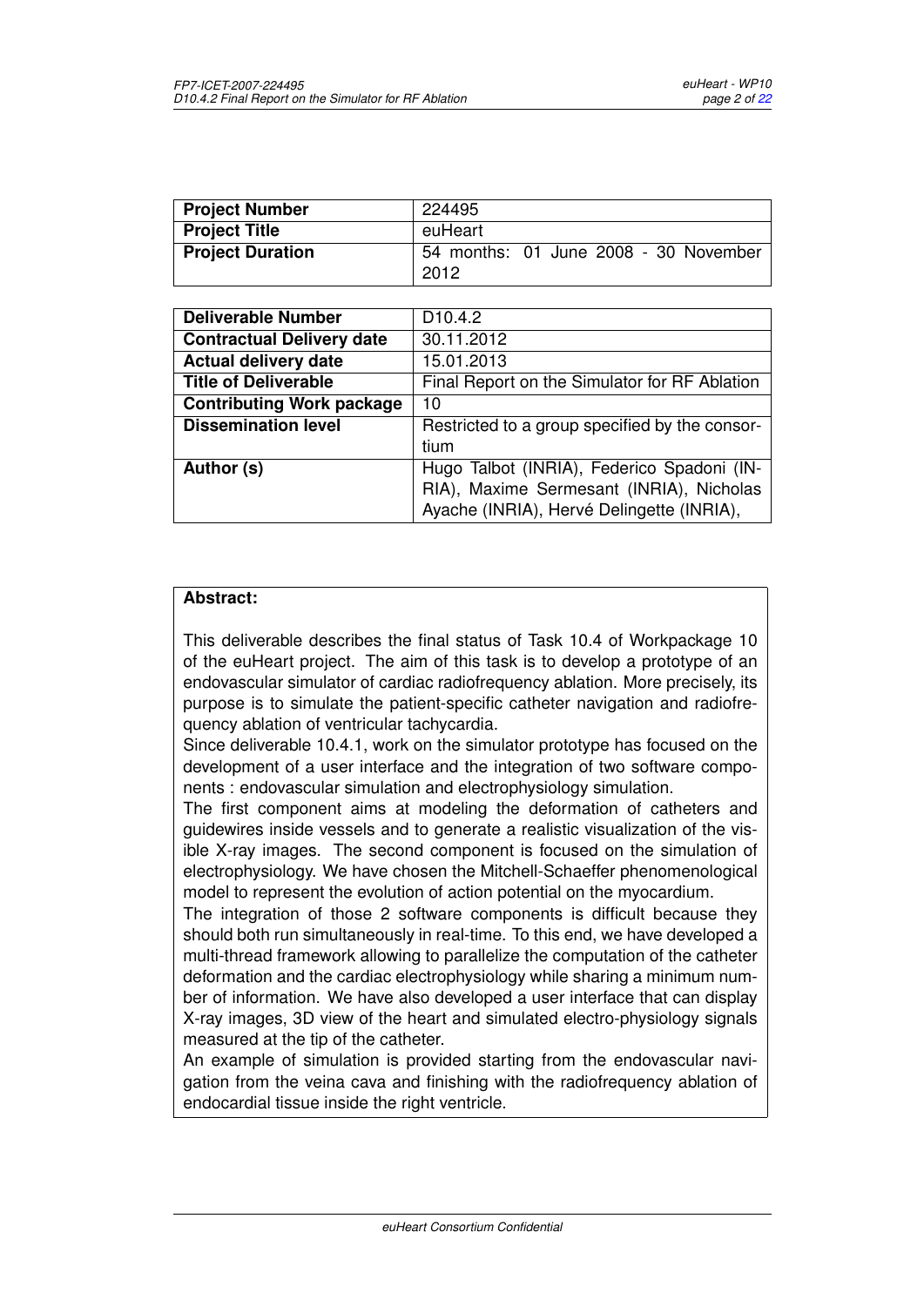| Project Number | 224495 |
| --- | --- |
| Project Title | euHeart |
| Project Duration | 54 months: 01 June 2008 - 30 November 2012 |

| Deliverable Number | D10.4.2 |
| --- | --- |
| Contractual Delivery date | 30.11.2012 |
| Actual delivery date | 15.01.2013 |
| Title of Deliverable | Final Report on the Simulator for RF Ablation |
| Contributing Work package | 10 |
| Dissemination level | Restricted to a group specified by the consortium |
| Author (s) | Hugo Talbot (INRIA), Federico Spadoni (INRIA), Maxime Sermesant (INRIA), Nicholas Ayache (INRIA), Hervé Delingette (INRIA), |

**Abstract:**

This deliverable describes the final status of Task 10.4 of Workpackage 10 of the euHeart project. The aim of this task is to develop a prototype of an endovascular simulator of cardiac radiofrequency ablation. More precisely, its purpose is to simulate the patient-specific catheter navigation and radiofrequency ablation of ventricular tachycardia.

Since deliverable 10.4.1, work on the simulator prototype has focused on the development of a user interface and the integration of two software components : endovascular simulation and electrophysiology simulation.

The first component aims at modeling the deformation of catheters and guidewires inside vessels and to generate a realistic visualization of the visible X-ray images. The second component is focused on the simulation of electrophysiology. We have chosen the Mitchell-Schaeffer phenomenological model to represent the evolution of action potential on the myocardium.

The integration of those 2 software components is difficult because they should both run simultaneously in real-time. To this end, we have developed a multi-thread framework allowing to parallelize the computation of the catheter deformation and the cardiac electrophysiology while sharing a minimum number of information. We have also developed a user interface that can display X-ray images, 3D view of the heart and simulated electro-physiology signals measured at the tip of the catheter.

An example of simulation is provided starting from the endovascular navigation from the veina cava and finishing with the radiofrequency ablation of endocardial tissue inside the right ventricle.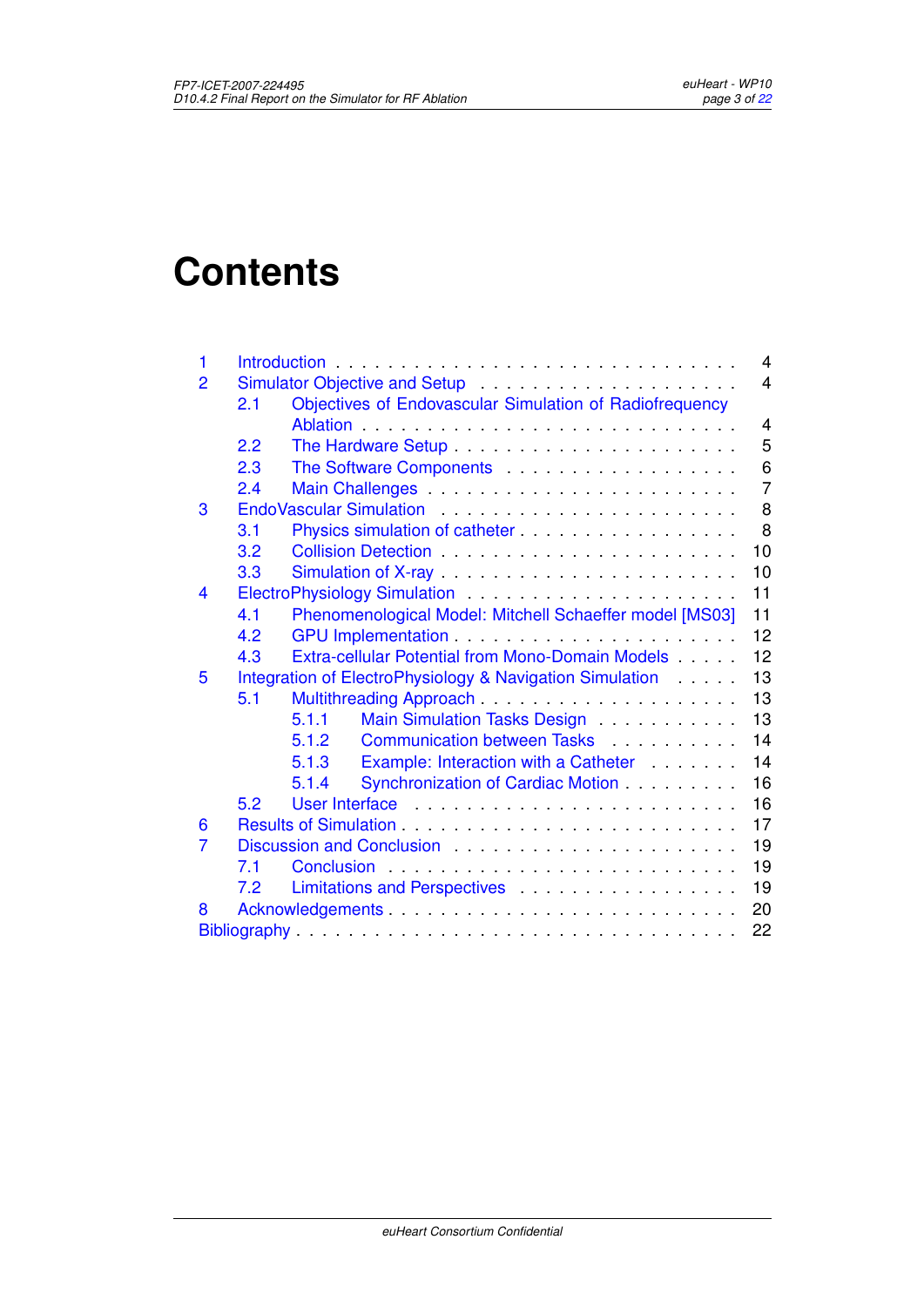# Contents

- 1 Introduction . . . . . . . . . . . . . . . . . . . . . . . . . . . . . . 4
- 2 Simulator Objective and Setup . . . . . . . . . . . . . . . . . . . . 4
  - 2.1 Objectives of Endovascular Simulation of Radiofrequency Ablation . . . . . . . . . . . . . . . . . . . . . . . . . . 4
  - 2.2 The Hardware Setup . . . . . . . . . . . . . . . . . . . . 5
  - 2.3 The Software Components . . . . . . . . . . . . . . . . . 6
  - 2.4 Main Challenges . . . . . . . . . . . . . . . . . . . . . . 7
- 3 EndoVascular Simulation . . . . . . . . . . . . . . . . . . . . . . 8
  - 3.1 Physics simulation of catheter . . . . . . . . . . . . . . . . 8
  - 3.2 Collision Detection . . . . . . . . . . . . . . . . . . . . . 10
  - 3.3 Simulation of X-ray . . . . . . . . . . . . . . . . . . . . . 10
- 4 ElectroPhysiology Simulation . . . . . . . . . . . . . . . . . . . . 11
  - 4.1 Phenomenological Model: Mitchell Schaeffer model [MS03] 11
  - 4.2 GPU Implementation . . . . . . . . . . . . . . . . . . . . 12
  - 4.3 Extra-cellular Potential from Mono-Domain Models . . . . . 12
- 5 Integration of ElectroPhysiology & Navigation Simulation . . . . . 13
  - 5.1 Multithreading Approach . . . . . . . . . . . . . . . . . . . 13
    - 5.1.1 Main Simulation Tasks Design . . . . . . . . . . . 13
    - 5.1.2 Communication between Tasks . . . . . . . . . . . 14
    - 5.1.3 Example: Interaction with a Catheter . . . . . . . 14
    - 5.1.4 Synchronization of Cardiac Motion . . . . . . . . . 16
  - 5.2 User Interface . . . . . . . . . . . . . . . . . . . . . . . 16
- 6 Results of Simulation . . . . . . . . . . . . . . . . . . . . . . . . 17
- 7 Discussion and Conclusion . . . . . . . . . . . . . . . . . . . . . 19
  - 7.1 Conclusion . . . . . . . . . . . . . . . . . . . . . . . . . 19
  - 7.2 Limitations and Perspectives . . . . . . . . . . . . . . . . 19
- 8 Acknowledgements . . . . . . . . . . . . . . . . . . . . . . . . . 20
- Bibliography . . . . . . . . . . . . . . . . . . . . . . . . . . . . . . 22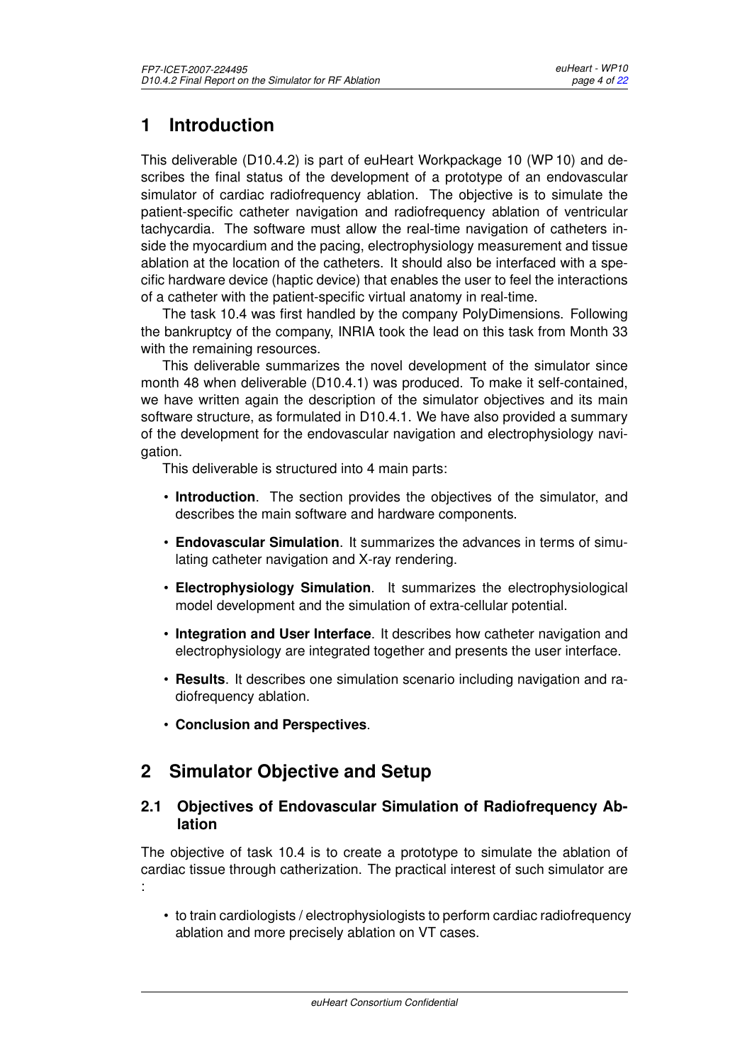# 1 Introduction

This deliverable (D10.4.2) is part of euHeart Workpackage 10 (WP 10) and describes the final status of the development of a prototype of an endovascular simulator of cardiac radiofrequency ablation. The objective is to simulate the patient-specific catheter navigation and radiofrequency ablation of ventricular tachycardia. The software must allow the real-time navigation of catheters inside the myocardium and the pacing, electrophysiology measurement and tissue ablation at the location of the catheters. It should also be interfaced with a specific hardware device (haptic device) that enables the user to feel the interactions of a catheter with the patient-specific virtual anatomy in real-time.

The task 10.4 was first handled by the company PolyDimensions. Following the bankruptcy of the company, INRIA took the lead on this task from Month 33 with the remaining resources.

This deliverable summarizes the novel development of the simulator since month 48 when deliverable (D10.4.1) was produced. To make it self-contained, we have written again the description of the simulator objectives and its main software structure, as formulated in D10.4.1. We have also provided a summary of the development for the endovascular navigation and electrophysiology navigation.

This deliverable is structured into 4 main parts:

- **Introduction**. The section provides the objectives of the simulator, and describes the main software and hardware components.
- **Endovascular Simulation**. It summarizes the advances in terms of simulating catheter navigation and X-ray rendering.
- **Electrophysiology Simulation**. It summarizes the electrophysiological model development and the simulation of extra-cellular potential.
- **Integration and User Interface**. It describes how catheter navigation and electrophysiology are integrated together and presents the user interface.
- **Results**. It describes one simulation scenario including navigation and radiofrequency ablation.
- **Conclusion and Perspectives**.

# 2 Simulator Objective and Setup

## 2.1 Objectives of Endovascular Simulation of Radiofrequency Ablation

The objective of task 10.4 is to create a prototype to simulate the ablation of cardiac tissue through catherization. The practical interest of such simulator are :

- to train cardiologists / electrophysiologists to perform cardiac radiofrequency ablation and more precisely ablation on VT cases.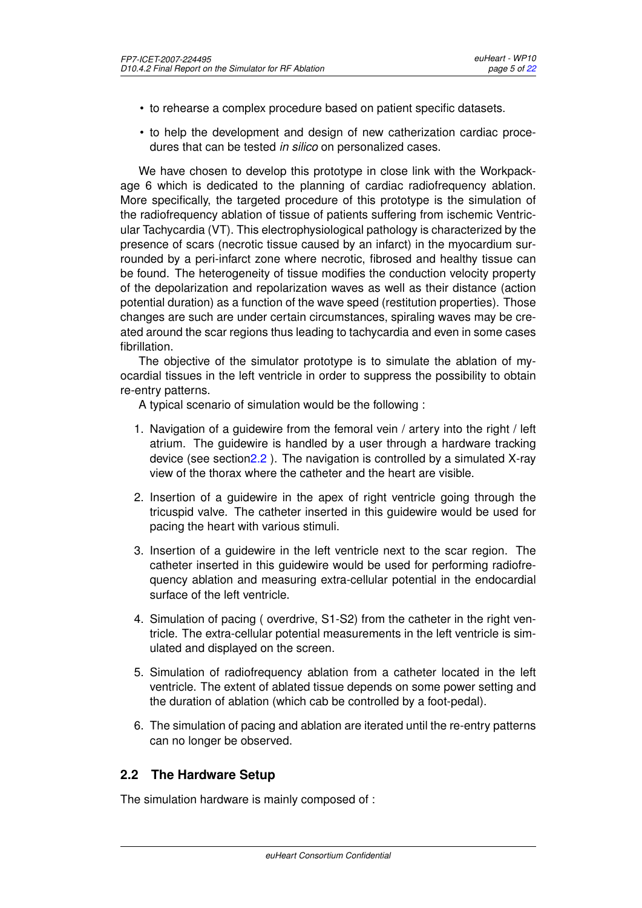- to rehearse a complex procedure based on patient specific datasets.
- to help the development and design of new catherization cardiac procedures that can be tested *in silico* on personalized cases.

We have chosen to develop this prototype in close link with the Workpackage 6 which is dedicated to the planning of cardiac radiofrequency ablation. More specifically, the targeted procedure of this prototype is the simulation of the radiofrequency ablation of tissue of patients suffering from ischemic Ventricular Tachycardia (VT). This electrophysiological pathology is characterized by the presence of scars (necrotic tissue caused by an infarct) in the myocardium surrounded by a peri-infarct zone where necrotic, fibrosed and healthy tissue can be found. The heterogeneity of tissue modifies the conduction velocity property of the depolarization and repolarization waves as well as their distance (action potential duration) as a function of the wave speed (restitution properties). Those changes are such are under certain circumstances, spiraling waves may be created around the scar regions thus leading to tachycardia and even in some cases fibrillation.

The objective of the simulator prototype is to simulate the ablation of myocardial tissues in the left ventricle in order to suppress the possibility to obtain re-entry patterns.

A typical scenario of simulation would be the following :

1. Navigation of a guidewire from the femoral vein / artery into the right / left atrium. The guidewire is handled by a user through a hardware tracking device (see section2.2 ). The navigation is controlled by a simulated X-ray view of the thorax where the catheter and the heart are visible.
2. Insertion of a guidewire in the apex of right ventricle going through the tricuspid valve. The catheter inserted in this guidewire would be used for pacing the heart with various stimuli.
3. Insertion of a guidewire in the left ventricle next to the scar region. The catheter inserted in this guidewire would be used for performing radiofrequency ablation and measuring extra-cellular potential in the endocardial surface of the left ventricle.
4. Simulation of pacing ( overdrive, S1-S2) from the catheter in the right ventricle. The extra-cellular potential measurements in the left ventricle is simulated and displayed on the screen.
5. Simulation of radiofrequency ablation from a catheter located in the left ventricle. The extent of ablated tissue depends on some power setting and the duration of ablation (which cab be controlled by a foot-pedal).
6. The simulation of pacing and ablation are iterated until the re-entry patterns can no longer be observed.

## 2.2 The Hardware Setup

The simulation hardware is mainly composed of :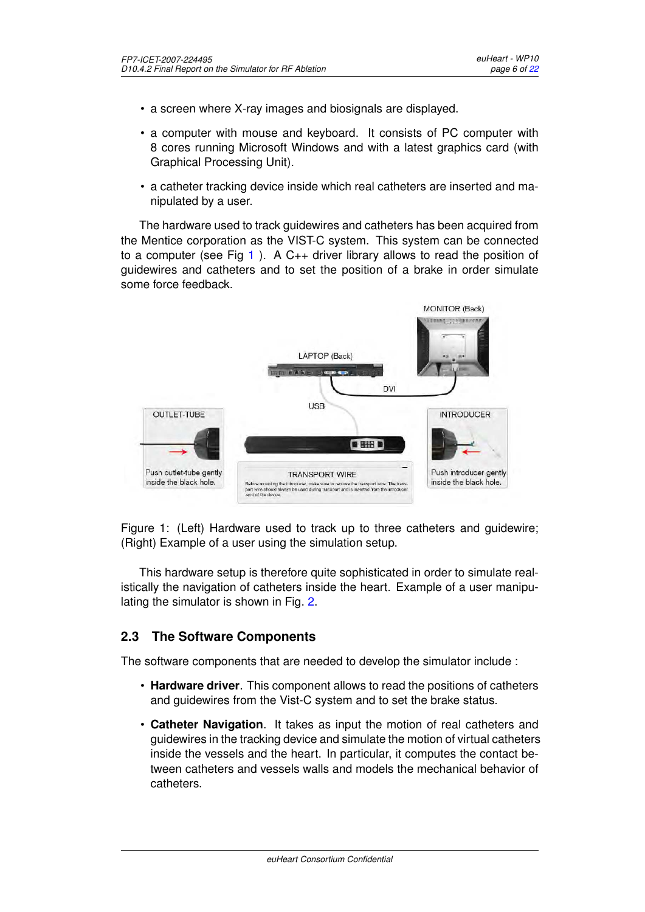- a screen where X-ray images and biosignals are displayed.
- a computer with mouse and keyboard. It consists of PC computer with 8 cores running Microsoft Windows and with a latest graphics card (with Graphical Processing Unit).
- a catheter tracking device inside which real catheters are inserted and manipulated by a user.

The hardware used to track guidewires and catheters has been acquired from the Mentice corporation as the VIST-C system. This system can be connected to a computer (see Fig 1 ). A C++ driver library allows to read the position of guidewires and catheters and to set the position of a brake in order simulate some force feedback.

Figure 1: (Left) Hardware used to track up to three catheters and guidewire; (Right) Example of a user using the simulation setup.

This hardware setup is therefore quite sophisticated in order to simulate realistically the navigation of catheters inside the heart. Example of a user manipulating the simulator is shown in Fig. 2.

## 2.3 The Software Components

The software components that are needed to develop the simulator include :

- **Hardware driver**. This component allows to read the positions of catheters and guidewires from the Vist-C system and to set the brake status.
- **Catheter Navigation**. It takes as input the motion of real catheters and guidewires in the tracking device and simulate the motion of virtual catheters inside the vessels and the heart. In particular, it computes the contact between catheters and vessels walls and models the mechanical behavior of catheters.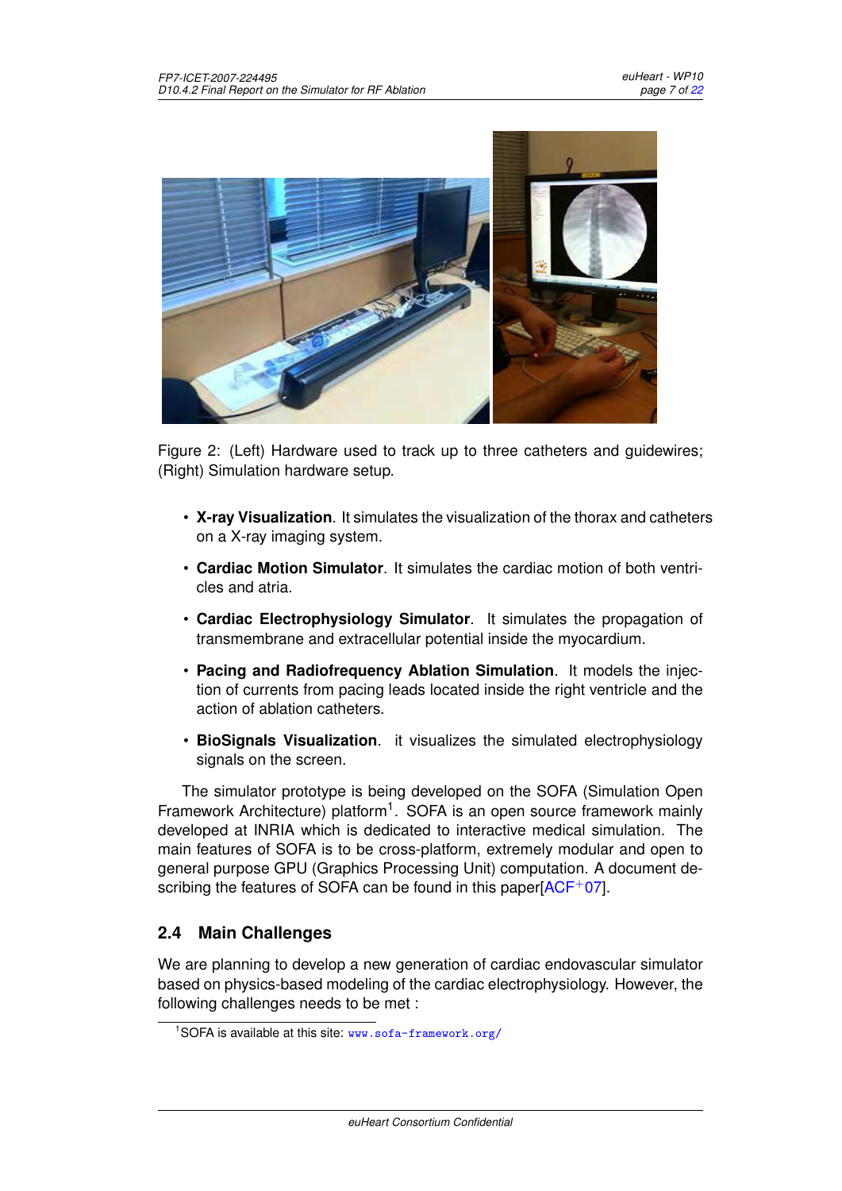Figure 2: (Left) Hardware used to track up to three catheters and guidewires; (Right) Simulation hardware setup.

- **X-ray Visualization**. It simulates the visualization of the thorax and catheters on a X-ray imaging system.
- **Cardiac Motion Simulator**. It simulates the cardiac motion of both ventricles and atria.
- **Cardiac Electrophysiology Simulator**. It simulates the propagation of transmembrane and extracellular potential inside the myocardium.
- **Pacing and Radiofrequency Ablation Simulation**. It models the injection of currents from pacing leads located inside the right ventricle and the action of ablation catheters.
- **BioSignals Visualization**. it visualizes the simulated electrophysiology signals on the screen.

The simulator prototype is being developed on the SOFA (Simulation Open Framework Architecture) platform[1]. SOFA is an open source framework mainly developed at INRIA which is dedicated to interactive medical simulation. The main features of SOFA is to be cross-platform, extremely modular and open to general purpose GPU (Graphics Processing Unit) computation. A document describing the features of SOFA can be found in this paper[ACF+07].

## 2.4 Main Challenges

We are planning to develop a new generation of cardiac endovascular simulator based on physics-based modeling of the cardiac electrophysiology. However, the following challenges needs to be met :

[1] SOFA is available at this site: www.sofa-framework.org/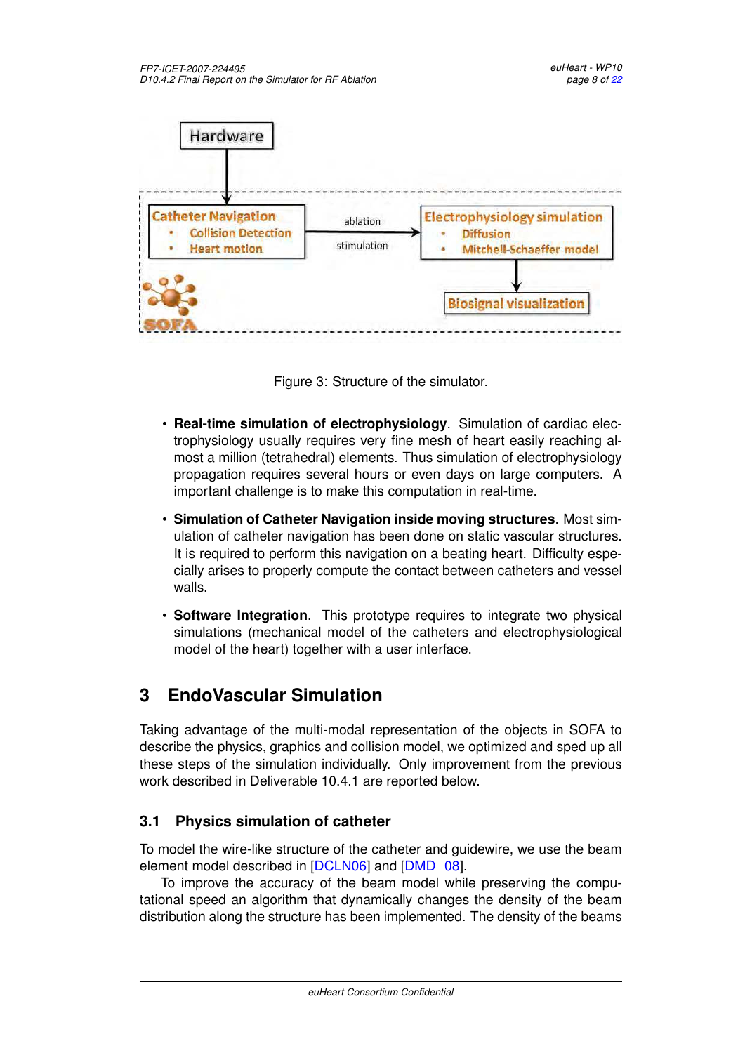Figure 3: Structure of the simulator.

- **Real-time simulation of electrophysiology**. Simulation of cardiac electrophysiology usually requires very fine mesh of heart easily reaching almost a million (tetrahedral) elements. Thus simulation of electrophysiology propagation requires several hours or even days on large computers. A important challenge is to make this computation in real-time.
- **Simulation of Catheter Navigation inside moving structures**. Most simulation of catheter navigation has been done on static vascular structures. It is required to perform this navigation on a beating heart. Difficulty especially arises to properly compute the contact between catheters and vessel walls.
- **Software Integration**. This prototype requires to integrate two physical simulations (mechanical model of the catheters and electrophysiological model of the heart) together with a user interface.

# 3 EndoVascular Simulation

Taking advantage of the multi-modal representation of the objects in SOFA to describe the physics, graphics and collision model, we optimized and sped up all these steps of the simulation individually. Only improvement from the previous work described in Deliverable 10.4.1 are reported below.

## 3.1 Physics simulation of catheter

To model the wire-like structure of the catheter and guidewire, we use the beam element model described in [DCLN06] and [DMD+08].

To improve the accuracy of the beam model while preserving the computational speed an algorithm that dynamically changes the density of the beam distribution along the structure has been implemented. The density of the beams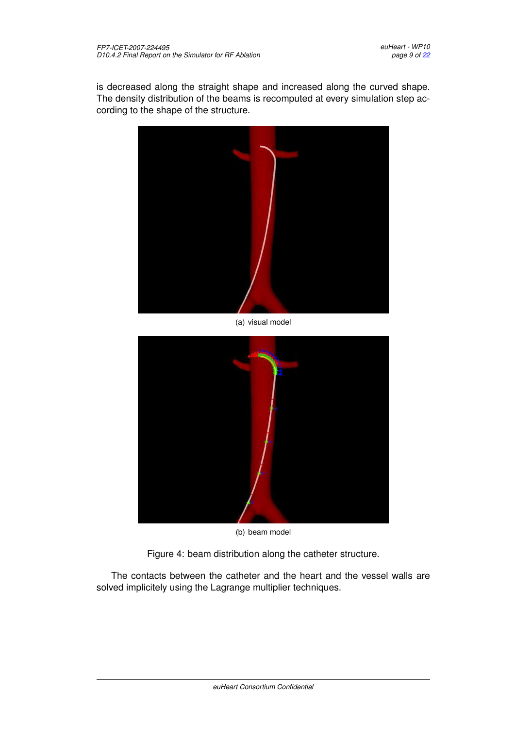is decreased along the straight shape and increased along the curved shape. The density distribution of the beams is recomputed at every simulation step according to the shape of the structure.

(a) visual model

(b) beam model

Figure 4: beam distribution along the catheter structure.

The contacts between the catheter and the heart and the vessel walls are solved implicitely using the Lagrange multiplier techniques.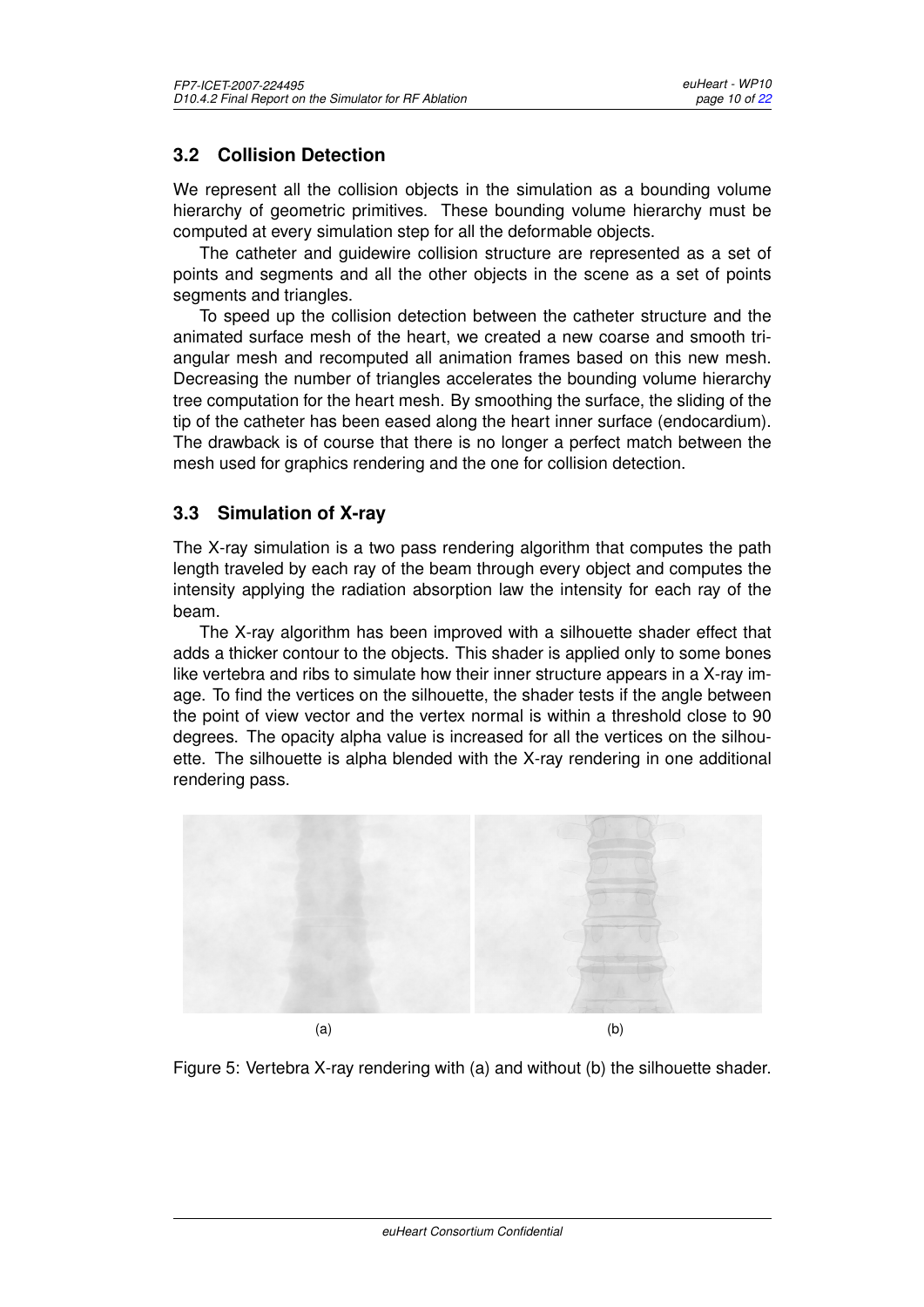## 3.2 Collision Detection

We represent all the collision objects in the simulation as a bounding volume hierarchy of geometric primitives. These bounding volume hierarchy must be computed at every simulation step for all the deformable objects.

The catheter and guidewire collision structure are represented as a set of points and segments and all the other objects in the scene as a set of points segments and triangles.

To speed up the collision detection between the catheter structure and the animated surface mesh of the heart, we created a new coarse and smooth triangular mesh and recomputed all animation frames based on this new mesh. Decreasing the number of triangles accelerates the bounding volume hierarchy tree computation for the heart mesh. By smoothing the surface, the sliding of the tip of the catheter has been eased along the heart inner surface (endocardium). The drawback is of course that there is no longer a perfect match between the mesh used for graphics rendering and the one for collision detection.

## 3.3 Simulation of X-ray

The X-ray simulation is a two pass rendering algorithm that computes the path length traveled by each ray of the beam through every object and computes the intensity applying the radiation absorption law the intensity for each ray of the beam.

The X-ray algorithm has been improved with a silhouette shader effect that adds a thicker contour to the objects. This shader is applied only to some bones like vertebra and ribs to simulate how their inner structure appears in a X-ray image. To find the vertices on the silhouette, the shader tests if the angle between the point of view vector and the vertex normal is within a threshold close to 90 degrees. The opacity alpha value is increased for all the vertices on the silhouette. The silhouette is alpha blended with the X-ray rendering in one additional rendering pass.

(a) (b)

Figure 5: Vertebra X-ray rendering with (a) and without (b) the silhouette shader.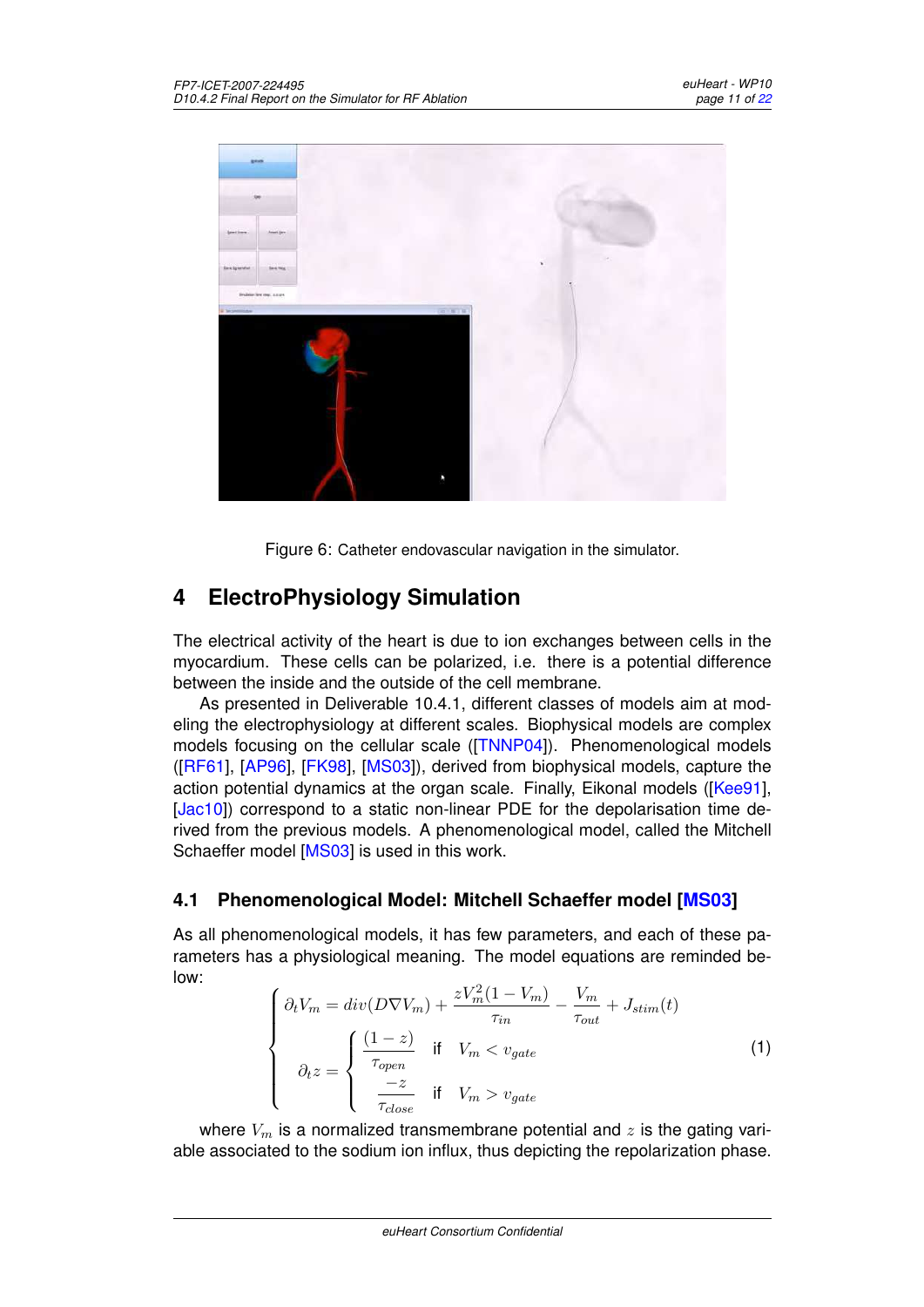Figure 6: Catheter endovascular navigation in the simulator.

# 4 ElectroPhysiology Simulation

The electrical activity of the heart is due to ion exchanges between cells in the myocardium. These cells can be polarized, i.e. there is a potential difference between the inside and the outside of the cell membrane.

As presented in Deliverable 10.4.1, different classes of models aim at modeling the electrophysiology at different scales. Biophysical models are complex models focusing on the cellular scale ([TNNP04]). Phenomenological models ([RF61], [AP96], [FK98], [MS03]), derived from biophysical models, capture the action potential dynamics at the organ scale. Finally, Eikonal models ([Kee91], [Jac10]) correspond to a static non-linear PDE for the depolarisation time derived from the previous models. A phenomenological model, called the Mitchell Schaeffer model [MS03] is used in this work.

## 4.1 Phenomenological Model: Mitchell Schaeffer model [MS03]

As all phenomenological models, it has few parameters, and each of these parameters has a physiological meaning. The model equations are reminded below:

$$\left\{\begin{array}{l} \partial_t V_m = div(D\nabla V_m) + \dfrac{zV_m^2(1-V_m)}{\tau_{in}} - \dfrac{V_m}{\tau_{out}} + J_{stim}(t) \\ \partial_t z = \left\{\begin{array}{ll} \dfrac{(1-z)}{\tau_{open}} & \text{if} \quad V_m < v_{gate} \\ \dfrac{-z}{\tau_{close}} & \text{if} \quad V_m > v_{gate} \end{array}\right. \end{array}\right. \tag{1}$$

where $V_m$ is a normalized transmembrane potential and $z$ is the gating variable associated to the sodium ion influx, thus depicting the repolarization phase.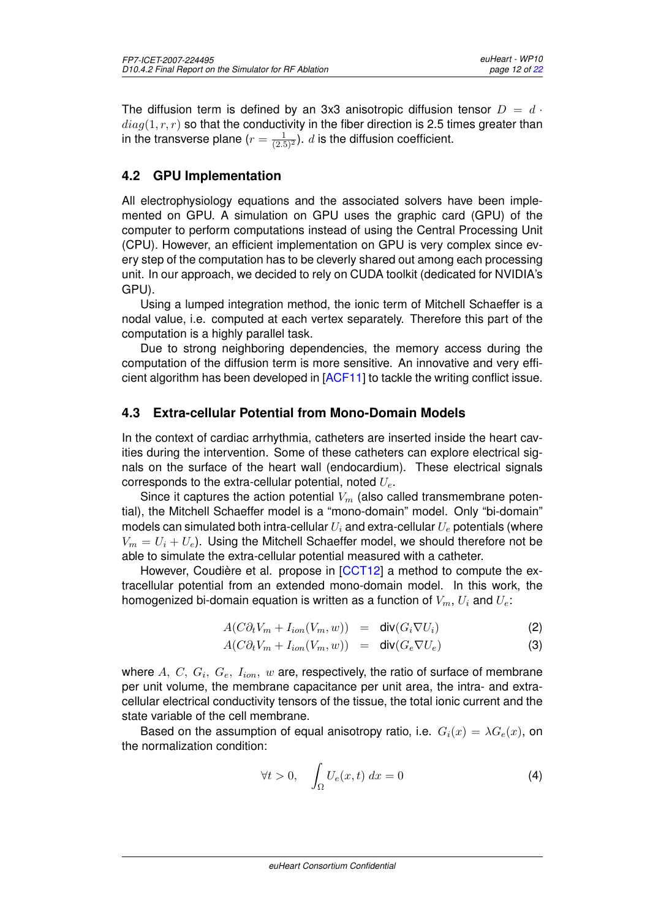The diffusion term is defined by an 3x3 anisotropic diffusion tensor $D = d \cdot diag(1, r, r)$ so that the conductivity in the fiber direction is 2.5 times greater than in the transverse plane ($r = \frac{1}{(2.5)^2}$). $d$ is the diffusion coefficient.

## 4.2 GPU Implementation

All electrophysiology equations and the associated solvers have been implemented on GPU. A simulation on GPU uses the graphic card (GPU) of the computer to perform computations instead of using the Central Processing Unit (CPU). However, an efficient implementation on GPU is very complex since every step of the computation has to be cleverly shared out among each processing unit. In our approach, we decided to rely on CUDA toolkit (dedicated for NVIDIA's GPU).

Using a lumped integration method, the ionic term of Mitchell Schaeffer is a nodal value, i.e. computed at each vertex separately. Therefore this part of the computation is a highly parallel task.

Due to strong neighboring dependencies, the memory access during the computation of the diffusion term is more sensitive. An innovative and very efficient algorithm has been developed in [ACF11] to tackle the writing conflict issue.

## 4.3 Extra-cellular Potential from Mono-Domain Models

In the context of cardiac arrhythmia, catheters are inserted inside the heart cavities during the intervention. Some of these catheters can explore electrical signals on the surface of the heart wall (endocardium). These electrical signals corresponds to the extra-cellular potential, noted $U_e$.

Since it captures the action potential $V_m$ (also called transmembrane potential), the Mitchell Schaeffer model is a "mono-domain" model. Only "bi-domain" models can simulated both intra-cellular $U_i$ and extra-cellular $U_e$ potentials (where $V_m = U_i + U_e$). Using the Mitchell Schaeffer model, we should therefore not be able to simulate the extra-cellular potential measured with a catheter.

However, Coudière et al. propose in [CCT12] a method to compute the extracellular potential from an extended mono-domain model. In this work, the homogenized bi-domain equation is written as a function of $V_m$, $U_i$ and $U_e$:

$$A(C\partial_t V_m + I_{ion}(V_m, w)) = \text{div}(G_i \nabla U_i) \tag{2}$$

$$A(C\partial_t V_m + I_{ion}(V_m, w)) = \text{div}(G_e \nabla U_e) \tag{3}$$

where $A$, $C$, $G_i$, $G_e$, $I_{ion}$, $w$ are, respectively, the ratio of surface of membrane per unit volume, the membrane capacitance per unit area, the intra- and extra-cellular electrical conductivity tensors of the tissue, the total ionic current and the state variable of the cell membrane.

Based on the assumption of equal anisotropy ratio, i.e. $G_i(x) = \lambda G_e(x)$, on the normalization condition:

$$\forall t > 0, \quad \int_\Omega U_e(x, t)\, dx = 0 \tag{4}$$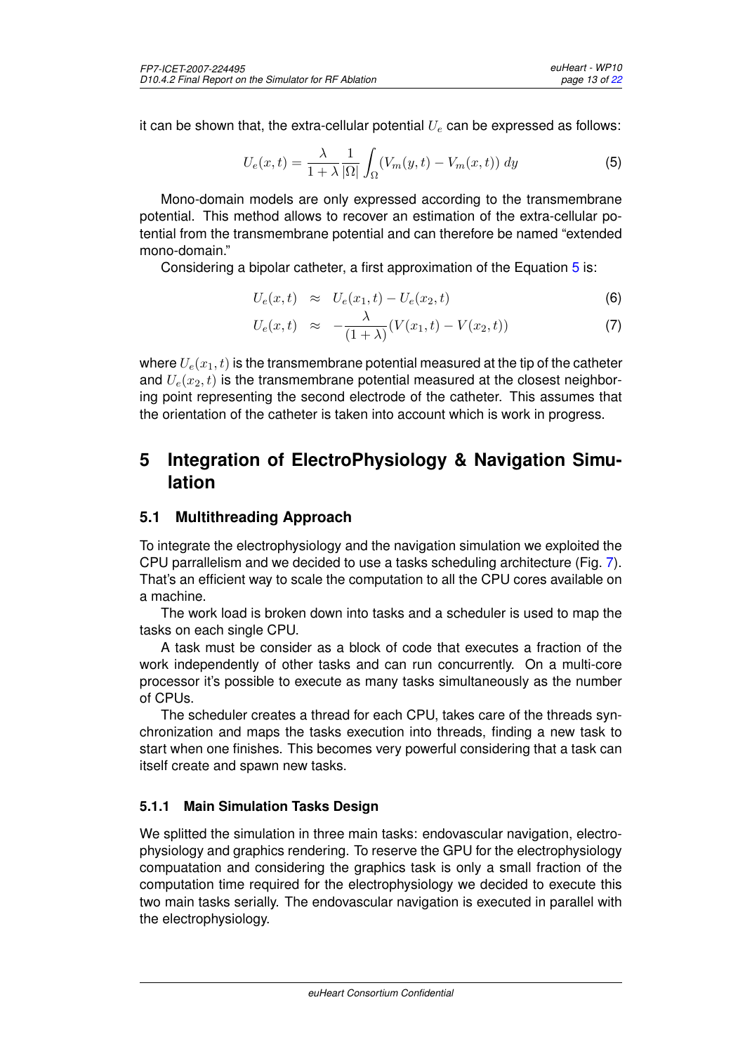it can be shown that, the extra-cellular potential $U_e$ can be expressed as follows:

$$U_e(x,t) = \frac{\lambda}{1+\lambda}\frac{1}{|\Omega|}\int_{\Omega}(V_m(y,t) - V_m(x,t))\,dy \tag{5}$$

Mono-domain models are only expressed according to the transmembrane potential. This method allows to recover an estimation of the extra-cellular potential from the transmembrane potential and can therefore be named "extended mono-domain."

Considering a bipolar catheter, a first approximation of the Equation 5 is:

$$U_e(x,t) \approx U_e(x_1,t) - U_e(x_2,t) \tag{6}$$

$$U_e(x,t) \approx -\frac{\lambda}{(1+\lambda)}(V(x_1,t) - V(x_2,t)) \tag{7}$$

where $U_e(x_1,t)$ is the transmembrane potential measured at the tip of the catheter and $U_e(x_2,t)$ is the transmembrane potential measured at the closest neighboring point representing the second electrode of the catheter. This assumes that the orientation of the catheter is taken into account which is work in progress.

# 5 Integration of ElectroPhysiology & Navigation Simulation

## 5.1 Multithreading Approach

To integrate the electrophysiology and the navigation simulation we exploited the CPU parrallelism and we decided to use a tasks scheduling architecture (Fig. 7). That's an efficient way to scale the computation to all the CPU cores available on a machine.

The work load is broken down into tasks and a scheduler is used to map the tasks on each single CPU.

A task must be consider as a block of code that executes a fraction of the work independently of other tasks and can run concurrently. On a multi-core processor it's possible to execute as many tasks simultaneously as the number of CPUs.

The scheduler creates a thread for each CPU, takes care of the threads synchronization and maps the tasks execution into threads, finding a new task to start when one finishes. This becomes very powerful considering that a task can itself create and spawn new tasks.

### 5.1.1 Main Simulation Tasks Design

We splitted the simulation in three main tasks: endovascular navigation, electrophysiology and graphics rendering. To reserve the GPU for the electrophysiology compuatation and considering the graphics task is only a small fraction of the computation time required for the electrophysiology we decided to execute this two main tasks serially. The endovascular navigation is executed in parallel with the electrophysiology.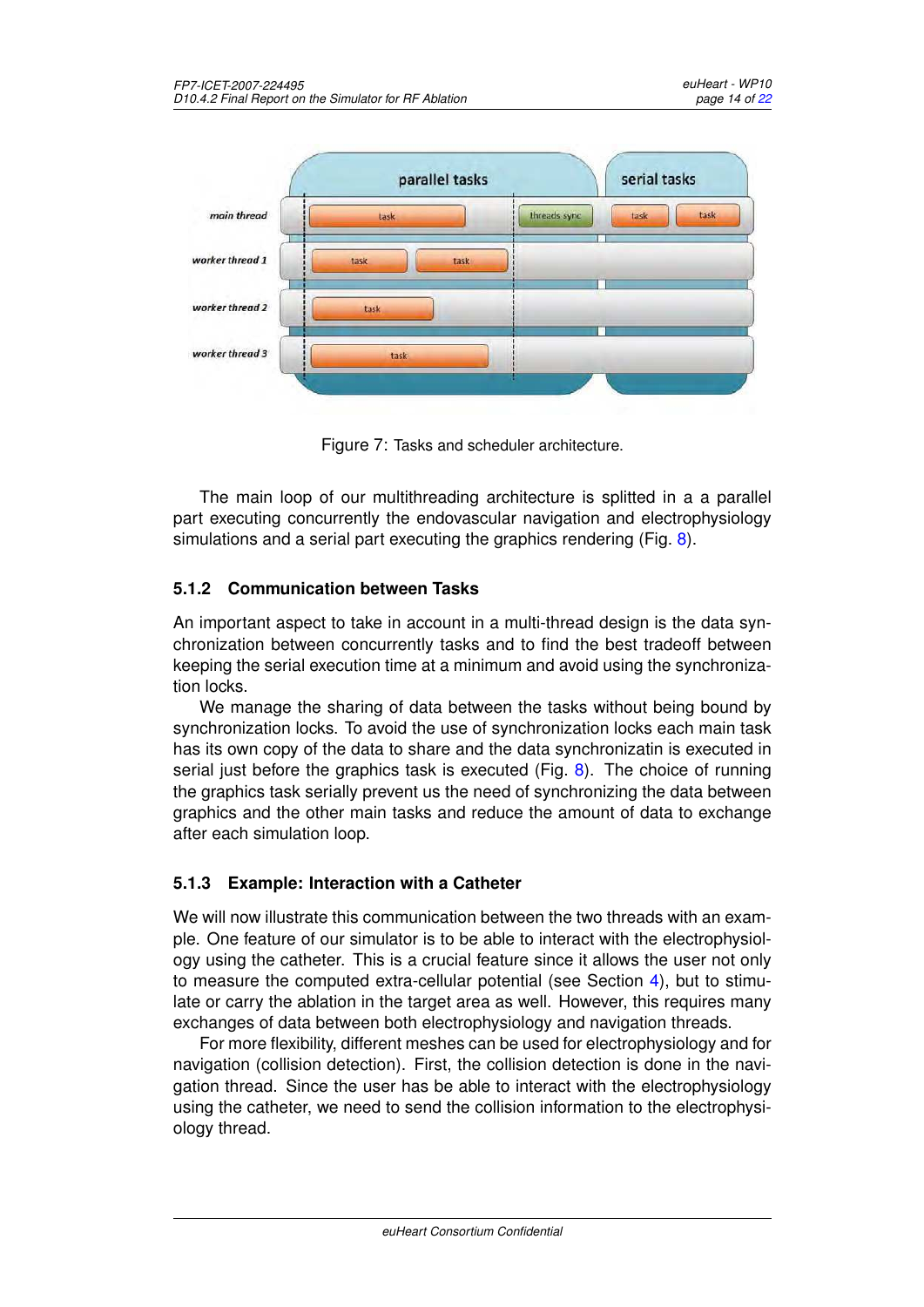Figure 7: Tasks and scheduler architecture.

The main loop of our multithreading architecture is splitted in a a parallel part executing concurrently the endovascular navigation and electrophysiology simulations and a serial part executing the graphics rendering (Fig. 8).

### 5.1.2 Communication between Tasks

An important aspect to take in account in a multi-thread design is the data synchronization between concurrently tasks and to find the best tradeoff between keeping the serial execution time at a minimum and avoid using the synchronization locks.

We manage the sharing of data between the tasks without being bound by synchronization locks. To avoid the use of synchronization locks each main task has its own copy of the data to share and the data synchronizatin is executed in serial just before the graphics task is executed (Fig. 8). The choice of running the graphics task serially prevent us the need of synchronizing the data between graphics and the other main tasks and reduce the amount of data to exchange after each simulation loop.

### 5.1.3 Example: Interaction with a Catheter

We will now illustrate this communication between the two threads with an example. One feature of our simulator is to be able to interact with the electrophysiology using the catheter. This is a crucial feature since it allows the user not only to measure the computed extra-cellular potential (see Section 4), but to stimulate or carry the ablation in the target area as well. However, this requires many exchanges of data between both electrophysiology and navigation threads.

For more flexibility, different meshes can be used for electrophysiology and for navigation (collision detection). First, the collision detection is done in the navigation thread. Since the user has be able to interact with the electrophysiology using the catheter, we need to send the collision information to the electrophysiology thread.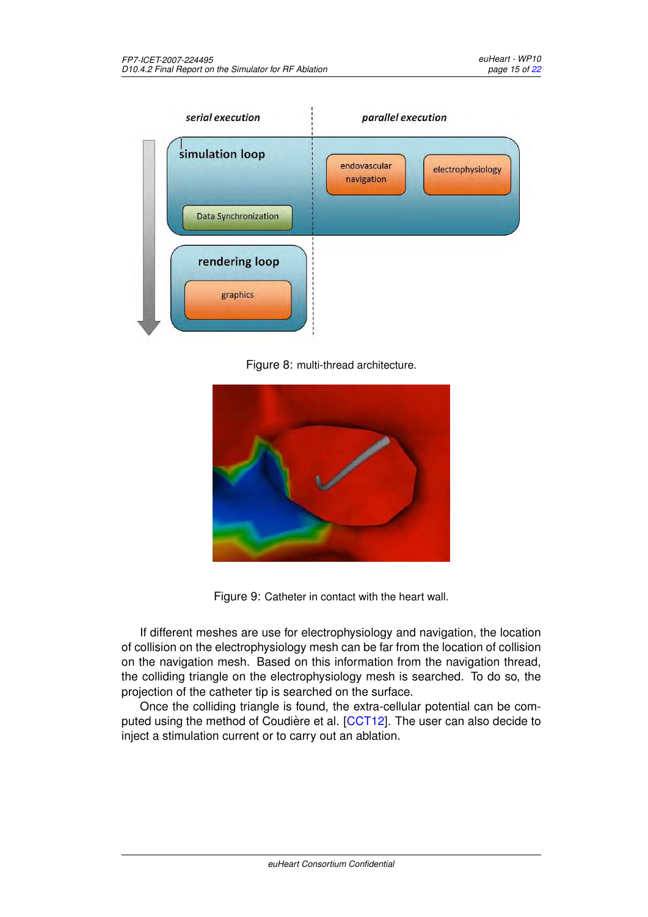Figure 8: multi-thread architecture.

Figure 9: Catheter in contact with the heart wall.

If different meshes are use for electrophysiology and navigation, the location of collision on the electrophysiology mesh can be far from the location of collision on the navigation mesh. Based on this information from the navigation thread, the colliding triangle on the electrophysiology mesh is searched. To do so, the projection of the catheter tip is searched on the surface.

Once the colliding triangle is found, the extra-cellular potential can be computed using the method of Coudière et al. [CCT12]. The user can also decide to inject a stimulation current or to carry out an ablation.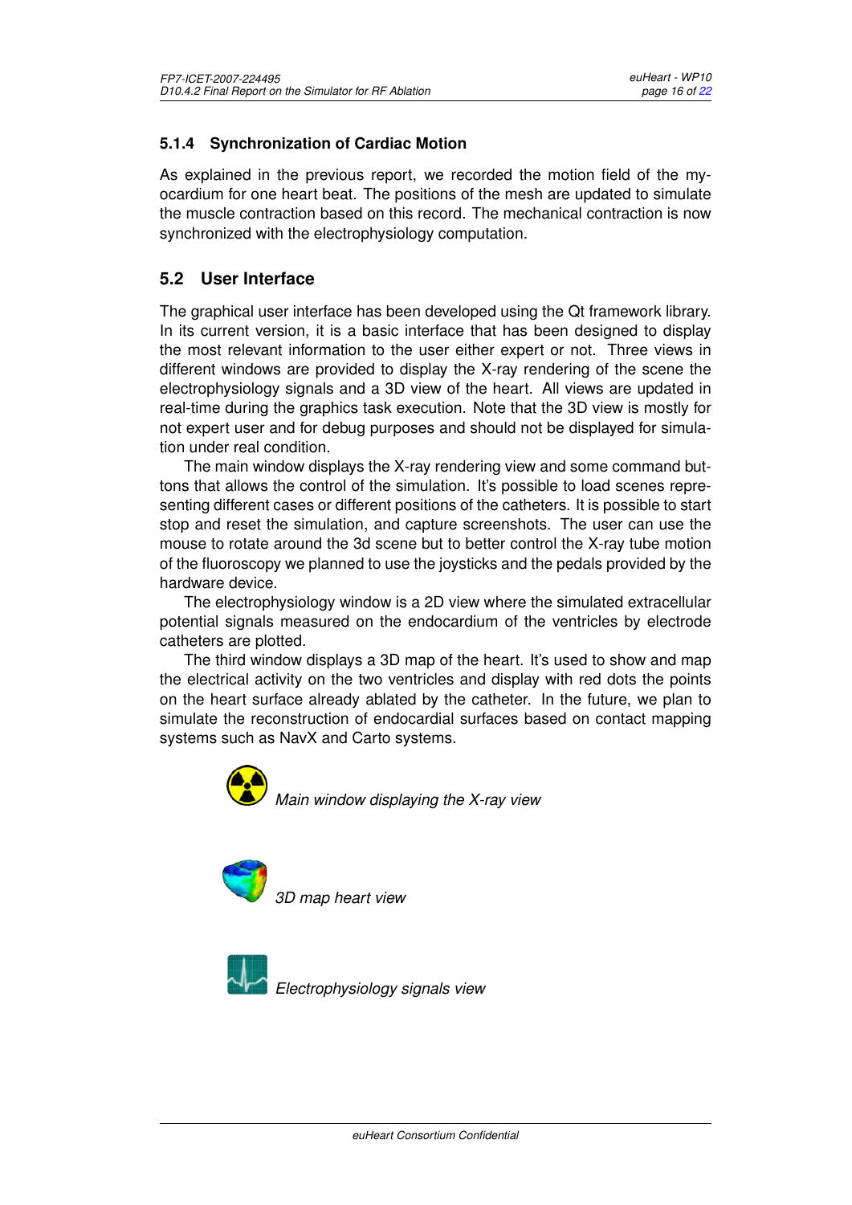### 5.1.4 Synchronization of Cardiac Motion

As explained in the previous report, we recorded the motion field of the myocardium for one heart beat. The positions of the mesh are updated to simulate the muscle contraction based on this record. The mechanical contraction is now synchronized with the electrophysiology computation.

## 5.2 User Interface

The graphical user interface has been developed using the Qt framework library. In its current version, it is a basic interface that has been designed to display the most relevant information to the user either expert or not. Three views in different windows are provided to display the X-ray rendering of the scene the electrophysiology signals and a 3D view of the heart. All views are updated in real-time during the graphics task execution. Note that the 3D view is mostly for not expert user and for debug purposes and should not be displayed for simulation under real condition.

The main window displays the X-ray rendering view and some command buttons that allows the control of the simulation. It's possible to load scenes representing different cases or different positions of the catheters. It is possible to start stop and reset the simulation, and capture screenshots. The user can use the mouse to rotate around the 3d scene but to better control the X-ray tube motion of the fluoroscopy we planned to use the joysticks and the pedals provided by the hardware device.

The electrophysiology window is a 2D view where the simulated extracellular potential signals measured on the endocardium of the ventricles by electrode catheters are plotted.

The third window displays a 3D map of the heart. It's used to show and map the electrical activity on the two ventricles and display with red dots the points on the heart surface already ablated by the catheter. In the future, we plan to simulate the reconstruction of endocardial surfaces based on contact mapping systems such as NavX and Carto systems.

*Main window displaying the X-ray view*

*3D map heart view*

*Electrophysiology signals view*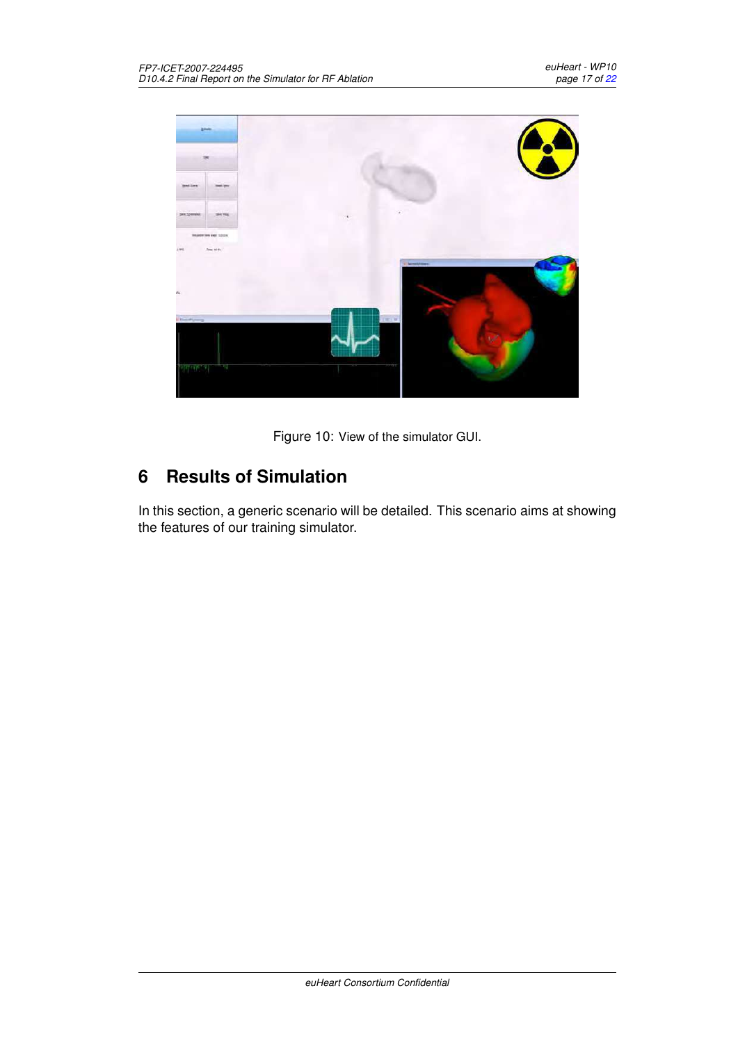Figure 10: View of the simulator GUI.

# 6 Results of Simulation

In this section, a generic scenario will be detailed. This scenario aims at showing the features of our training simulator.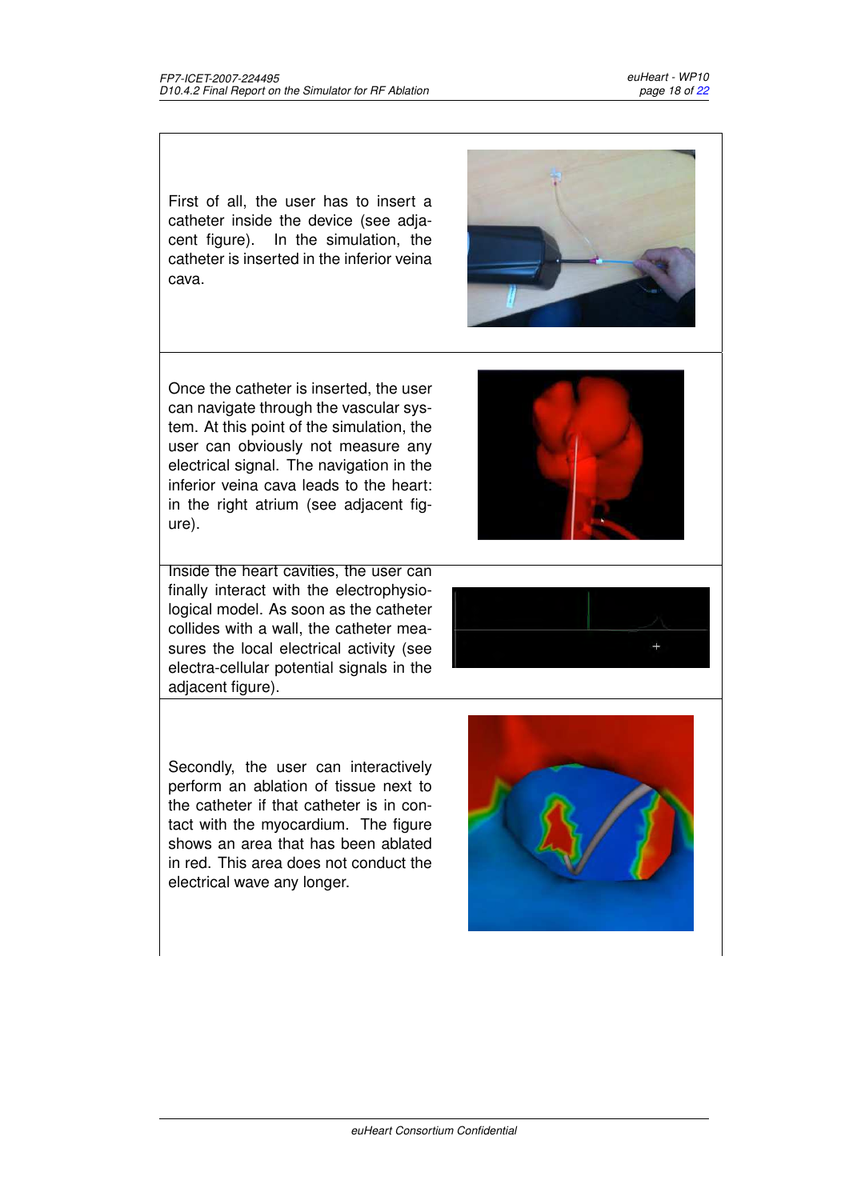First of all, the user has to insert a catheter inside the device (see adjacent figure). In the simulation, the catheter is inserted in the inferior veina cava.

Once the catheter is inserted, the user can navigate through the vascular system. At this point of the simulation, the user can obviously not measure any electrical signal. The navigation in the inferior veina cava leads to the heart: in the right atrium (see adjacent figure).

Inside the heart cavities, the user can finally interact with the electrophysiological model. As soon as the catheter collides with a wall, the catheter measures the local electrical activity (see electra-cellular potential signals in the adjacent figure).

Secondly, the user can interactively perform an ablation of tissue next to the catheter if that catheter is in contact with the myocardium. The figure shows an area that has been ablated in red. This area does not conduct the electrical wave any longer.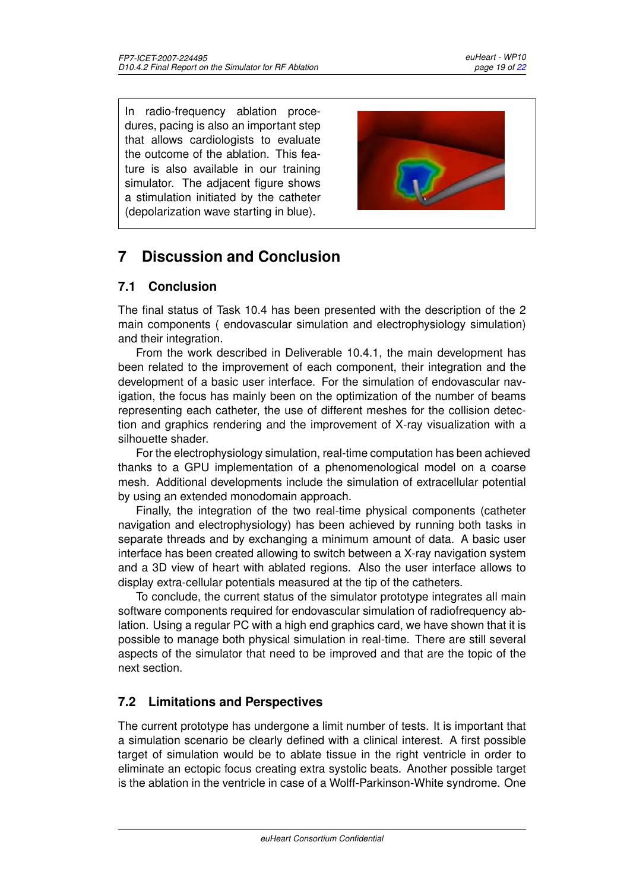In radio-frequency ablation procedures, pacing is also an important step that allows cardiologists to evaluate the outcome of the ablation. This feature is also available in our training simulator. The adjacent figure shows a stimulation initiated by the catheter (depolarization wave starting in blue).

# 7 Discussion and Conclusion

## 7.1 Conclusion

The final status of Task 10.4 has been presented with the description of the 2 main components ( endovascular simulation and electrophysiology simulation) and their integration.

From the work described in Deliverable 10.4.1, the main development has been related to the improvement of each component, their integration and the development of a basic user interface. For the simulation of endovascular navigation, the focus has mainly been on the optimization of the number of beams representing each catheter, the use of different meshes for the collision detection and graphics rendering and the improvement of X-ray visualization with a silhouette shader.

For the electrophysiology simulation, real-time computation has been achieved thanks to a GPU implementation of a phenomenological model on a coarse mesh. Additional developments include the simulation of extracellular potential by using an extended monodomain approach.

Finally, the integration of the two real-time physical components (catheter navigation and electrophysiology) has been achieved by running both tasks in separate threads and by exchanging a minimum amount of data. A basic user interface has been created allowing to switch between a X-ray navigation system and a 3D view of heart with ablated regions. Also the user interface allows to display extra-cellular potentials measured at the tip of the catheters.

To conclude, the current status of the simulator prototype integrates all main software components required for endovascular simulation of radiofrequency ablation. Using a regular PC with a high end graphics card, we have shown that it is possible to manage both physical simulation in real-time. There are still several aspects of the simulator that need to be improved and that are the topic of the next section.

## 7.2 Limitations and Perspectives

The current prototype has undergone a limit number of tests. It is important that a simulation scenario be clearly defined with a clinical interest. A first possible target of simulation would be to ablate tissue in the right ventricle in order to eliminate an ectopic focus creating extra systolic beats. Another possible target is the ablation in the ventricle in case of a Wolff-Parkinson-White syndrome. One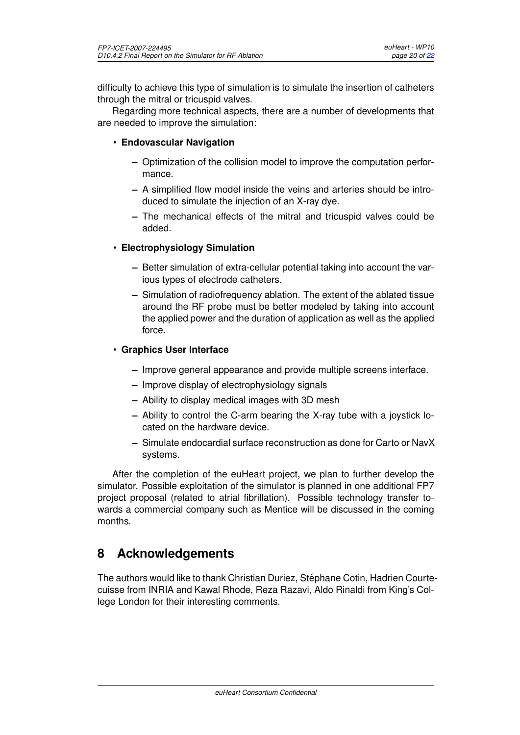difficulty to achieve this type of simulation is to simulate the insertion of catheters through the mitral or tricuspid valves.

Regarding more technical aspects, there are a number of developments that are needed to improve the simulation:

- **Endovascular Navigation**
  - Optimization of the collision model to improve the computation performance.
  - A simplified flow model inside the veins and arteries should be introduced to simulate the injection of an X-ray dye.
  - The mechanical effects of the mitral and tricuspid valves could be added.
- **Electrophysiology Simulation**
  - Better simulation of extra-cellular potential taking into account the various types of electrode catheters.
  - Simulation of radiofrequency ablation. The extent of the ablated tissue around the RF probe must be better modeled by taking into account the applied power and the duration of application as well as the applied force.
- **Graphics User Interface**
  - Improve general appearance and provide multiple screens interface.
  - Improve display of electrophysiology signals
  - Ability to display medical images with 3D mesh
  - Ability to control the C-arm bearing the X-ray tube with a joystick located on the hardware device.
  - Simulate endocardial surface reconstruction as done for Carto or NavX systems.

After the completion of the euHeart project, we plan to further develop the simulator. Possible exploitation of the simulator is planned in one additional FP7 project proposal (related to atrial fibrillation). Possible technology transfer towards a commercial company such as Mentice will be discussed in the coming months.

# 8 Acknowledgements

The authors would like to thank Christian Duriez, Stéphane Cotin, Hadrien Courtecuisse from INRIA and Kawal Rhode, Reza Razavi, Aldo Rinaldi from King's College London for their interesting comments.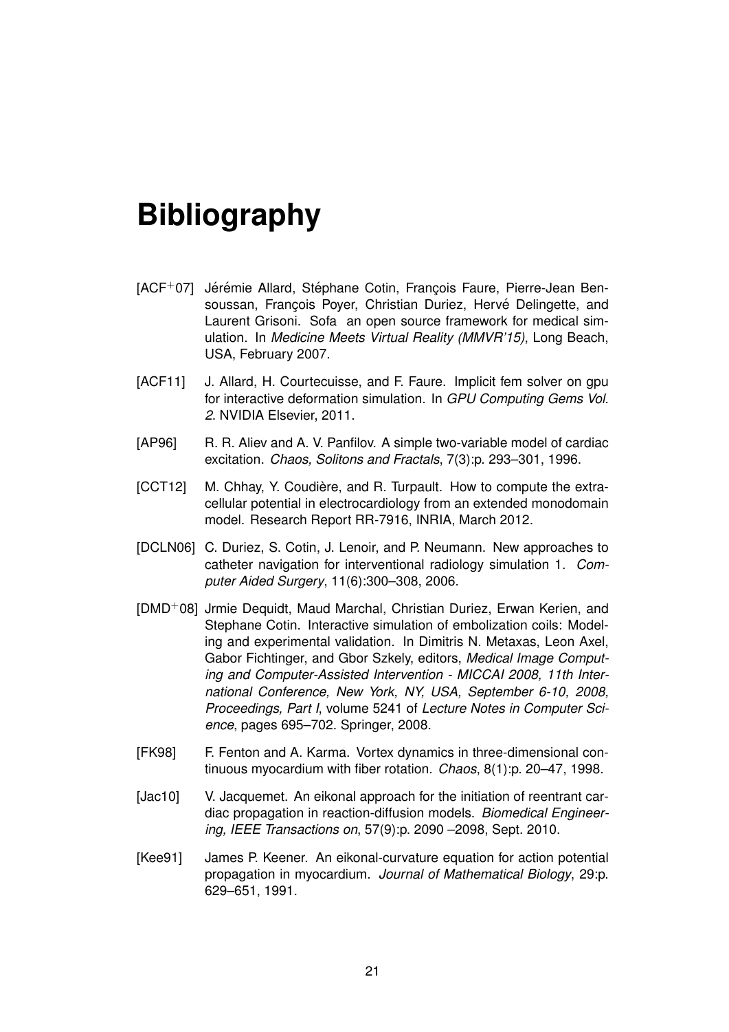# Bibliography

[ACF$^+$07] Jérémie Allard, Stéphane Cotin, François Faure, Pierre-Jean Bensoussan, François Poyer, Christian Duriez, Hervé Delingette, and Laurent Grisoni. Sofa an open source framework for medical simulation. In *Medicine Meets Virtual Reality (MMVR'15)*, Long Beach, USA, February 2007.

[ACF11] J. Allard, H. Courtecuisse, and F. Faure. Implicit fem solver on gpu for interactive deformation simulation. In *GPU Computing Gems Vol. 2*. NVIDIA Elsevier, 2011.

[AP96] R. R. Aliev and A. V. Panfilov. A simple two-variable model of cardiac excitation. *Chaos, Solitons and Fractals*, 7(3):p. 293–301, 1996.

[CCT12] M. Chhay, Y. Coudière, and R. Turpault. How to compute the extracellular potential in electrocardiology from an extended monodomain model. Research Report RR-7916, INRIA, March 2012.

[DCLN06] C. Duriez, S. Cotin, J. Lenoir, and P. Neumann. New approaches to catheter navigation for interventional radiology simulation 1. *Computer Aided Surgery*, 11(6):300–308, 2006.

[DMD$^+$08] Jrmie Dequidt, Maud Marchal, Christian Duriez, Erwan Kerien, and Stephane Cotin. Interactive simulation of embolization coils: Modeling and experimental validation. In Dimitris N. Metaxas, Leon Axel, Gabor Fichtinger, and Gbor Szkely, editors, *Medical Image Computing and Computer-Assisted Intervention - MICCAI 2008, 11th International Conference, New York, NY, USA, September 6-10, 2008, Proceedings, Part I*, volume 5241 of *Lecture Notes in Computer Science*, pages 695–702. Springer, 2008.

[FK98] F. Fenton and A. Karma. Vortex dynamics in three-dimensional continuous myocardium with fiber rotation. *Chaos*, 8(1):p. 20–47, 1998.

[Jac10] V. Jacquemet. An eikonal approach for the initiation of reentrant cardiac propagation in reaction-diffusion models. *Biomedical Engineering, IEEE Transactions on*, 57(9):p. 2090 –2098, Sept. 2010.

[Kee91] James P. Keener. An eikonal-curvature equation for action potential propagation in myocardium. *Journal of Mathematical Biology*, 29:p. 629–651, 1991.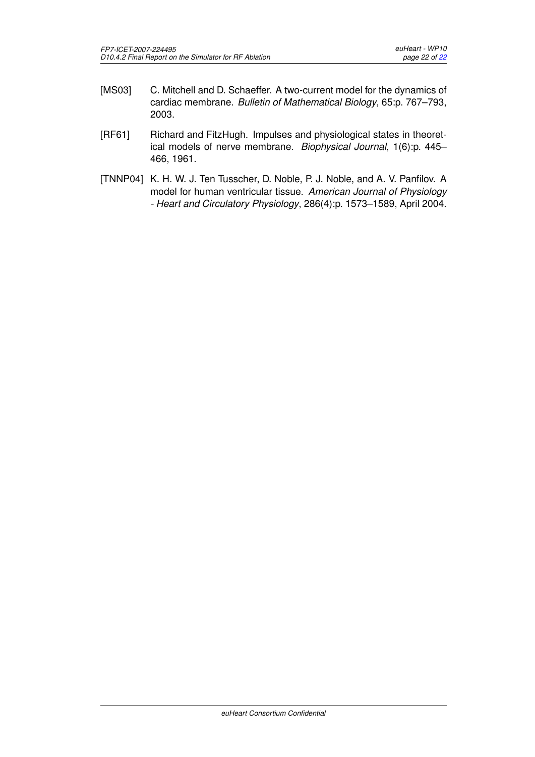[MS03] C. Mitchell and D. Schaeffer. A two-current model for the dynamics of cardiac membrane. *Bulletin of Mathematical Biology*, 65:p. 767–793, 2003.

[RF61] Richard and FitzHugh. Impulses and physiological states in theoretical models of nerve membrane. *Biophysical Journal*, 1(6):p. 445–466, 1961.

[TNNP04] K. H. W. J. Ten Tusscher, D. Noble, P. J. Noble, and A. V. Panfilov. A model for human ventricular tissue. *American Journal of Physiology - Heart and Circulatory Physiology*, 286(4):p. 1573–1589, April 2004.